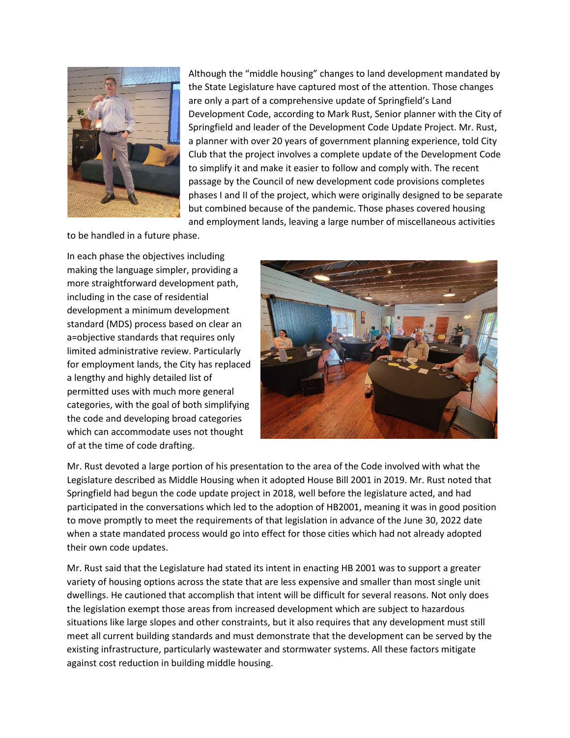Although the "middle housing" changes to land development mandated by the State Legislature have captured most of the attention. Those changes are only a part of a comprehensive update of Springfield's Land Development Code, according to Mark Rust, Senior planner with the City of Springfield and leader of the Development Code Update Project. Mr. Rust, a planner with over 20 years of government planning experience, told City Club that the project involves a complete update of the Development Code to simplify it and make it easier to follow and comply with. The recent passage by the Council of new development code provisions completes phases I and II of the project, which were originally designed to be separate but combined because of the pandemic. Those phases covered housing and employment lands, leaving a large number of miscellaneous activities to be handled in a future phase.

In each phase the objectives including making the language simpler, providing a more straightforward development path, including in the case of residential development a minimum development standard (MDS) process based on clear an a=objective standards that requires only limited administrative review. Particularly for employment lands, the City has replaced a lengthy and highly detailed list of permitted uses with much more general categories, with the goal of both simplifying the code and developing broad categories which can accommodate uses not thought of at the time of code drafting.

Mr. Rust devoted a large portion of his presentation to the area of the Code involved with what the Legislature described as Middle Housing when it adopted House Bill 2001 in 2019. Mr. Rust noted that Springfield had begun the code update project in 2018, well before the legislature acted, and had participated in the conversations which led to the adoption of HB2001, meaning it was in good position to move promptly to meet the requirements of that legislation in advance of the June 30, 2022 date when a state mandated process would go into effect for those cities which had not already adopted their own code updates.

Mr. Rust said that the Legislature had stated its intent in enacting HB 2001 was to support a greater variety of housing options across the state that are less expensive and smaller than most single unit dwellings. He cautioned that accomplish that intent will be difficult for several reasons. Not only does the legislation exempt those areas from increased development which are subject to hazardous situations like large slopes and other constraints, but it also requires that any development must still meet all current building standards and must demonstrate that the development can be served by the existing infrastructure, particularly wastewater and stormwater systems. All these factors mitigate against cost reduction in building middle housing.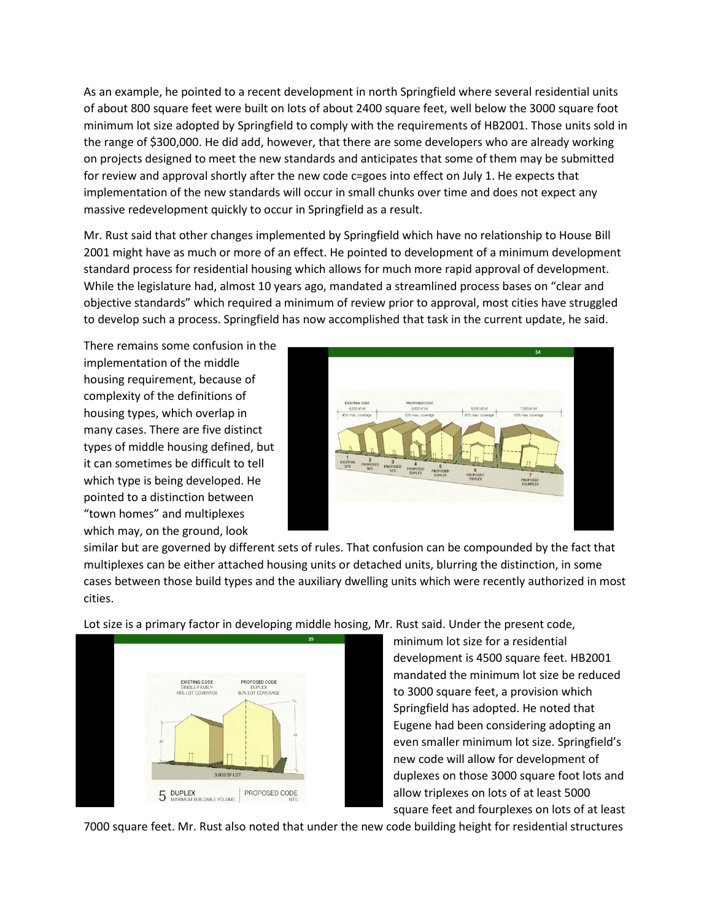As an example, he pointed to a recent development in north Springfield where several residential units of about 800 square feet were built on lots of about 2400 square feet, well below the 3000 square foot minimum lot size adopted by Springfield to comply with the requirements of HB2001. Those units sold in the range of $300,000. He did add, however, that there are some developers who are already working on projects designed to meet the new standards and anticipates that some of them may be submitted for review and approval shortly after the new code c=goes into effect on July 1. He expects that implementation of the new standards will occur in small chunks over time and does not expect any massive redevelopment quickly to occur in Springfield as a result.

Mr. Rust said that other changes implemented by Springfield which have no relationship to House Bill 2001 might have as much or more of an effect. He pointed to development of a minimum development standard process for residential housing which allows for much more rapid approval of development. While the legislature had, almost 10 years ago, mandated a streamlined process bases on "clear and objective standards" which required a minimum of review prior to approval, most cities have struggled to develop such a process. Springfield has now accomplished that task in the current update, he said.

There remains some confusion in the implementation of the middle housing requirement, because of complexity of the definitions of housing types, which overlap in many cases. There are five distinct types of middle housing defined, but it can sometimes be difficult to tell which type is being developed. He pointed to a distinction between "town homes" and multiplexes which may, on the ground, look similar but are governed by different sets of rules. That confusion can be compounded by the fact that multiplexes can be either attached housing units or detached units, blurring the distinction, in some cases between those build types and the auxiliary dwelling units which were recently authorized in most cities.

Lot size is a primary factor in developing middle hosing, Mr. Rust said. Under the present code, minimum lot size for a residential development is 4500 square feet. HB2001 mandated the minimum lot size be reduced to 3000 square feet, a provision which Springfield has adopted. He noted that Eugene had been considering adopting an even smaller minimum lot size. Springfield's new code will allow for development of duplexes on those 3000 square foot lots and allow triplexes on lots of at least 5000 square feet and fourplexes on lots of at least 7000 square feet. Mr. Rust also noted that under the new code building height for residential structures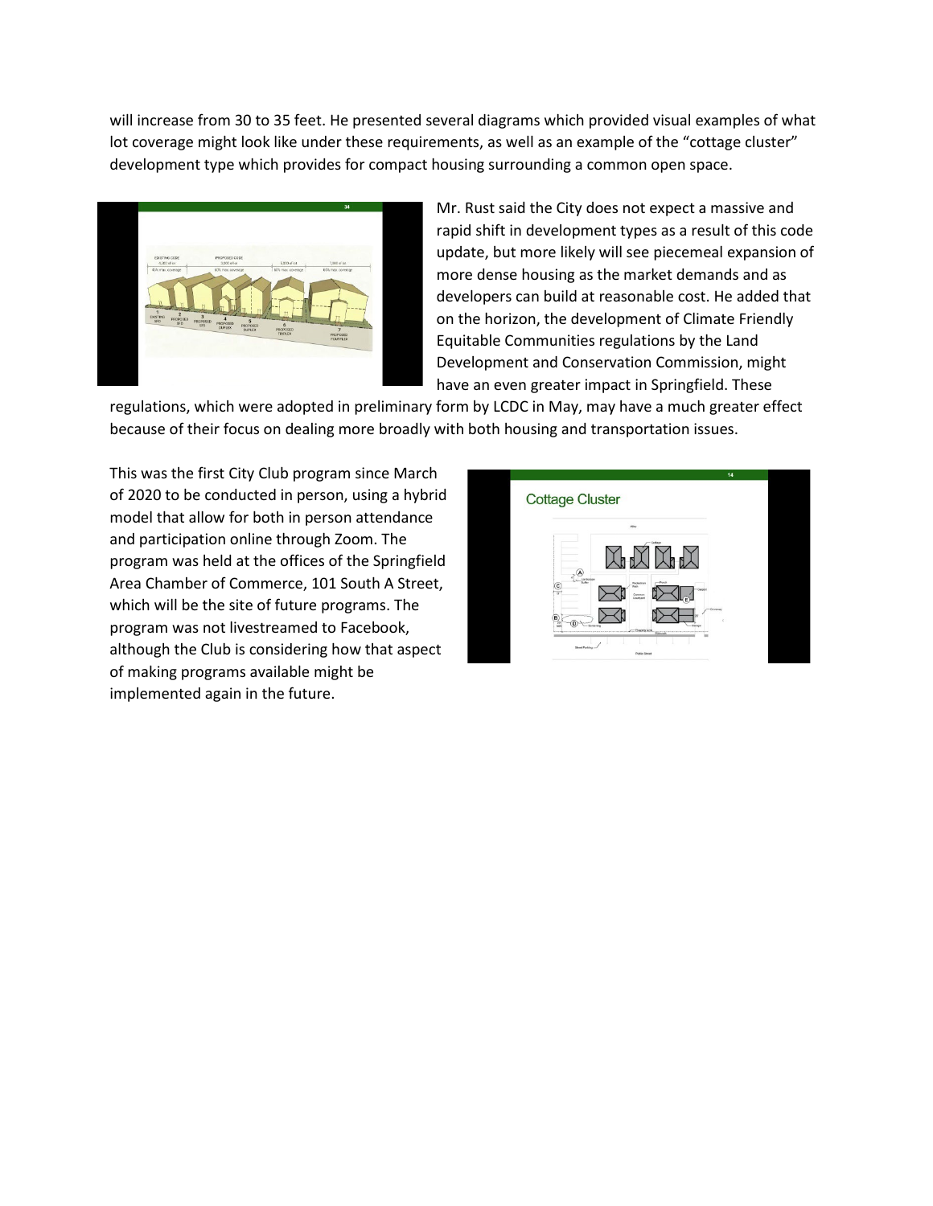will increase from 30 to 35 feet. He presented several diagrams which provided visual examples of what lot coverage might look like under these requirements, as well as an example of the "cottage cluster" development type which provides for compact housing surrounding a common open space.

Mr. Rust said the City does not expect a massive and rapid shift in development types as a result of this code update, but more likely will see piecemeal expansion of more dense housing as the market demands and as developers can build at reasonable cost. He added that on the horizon, the development of Climate Friendly Equitable Communities regulations by the Land Development and Conservation Commission, might have an even greater impact in Springfield. These regulations, which were adopted in preliminary form by LCDC in May, may have a much greater effect because of their focus on dealing more broadly with both housing and transportation issues.

This was the first City Club program since March of 2020 to be conducted in person, using a hybrid model that allow for both in person attendance and participation online through Zoom. The program was held at the offices of the Springfield Area Chamber of Commerce, 101 South A Street, which will be the site of future programs. The program was not livestreamed to Facebook, although the Club is considering how that aspect of making programs available might be implemented again in the future.